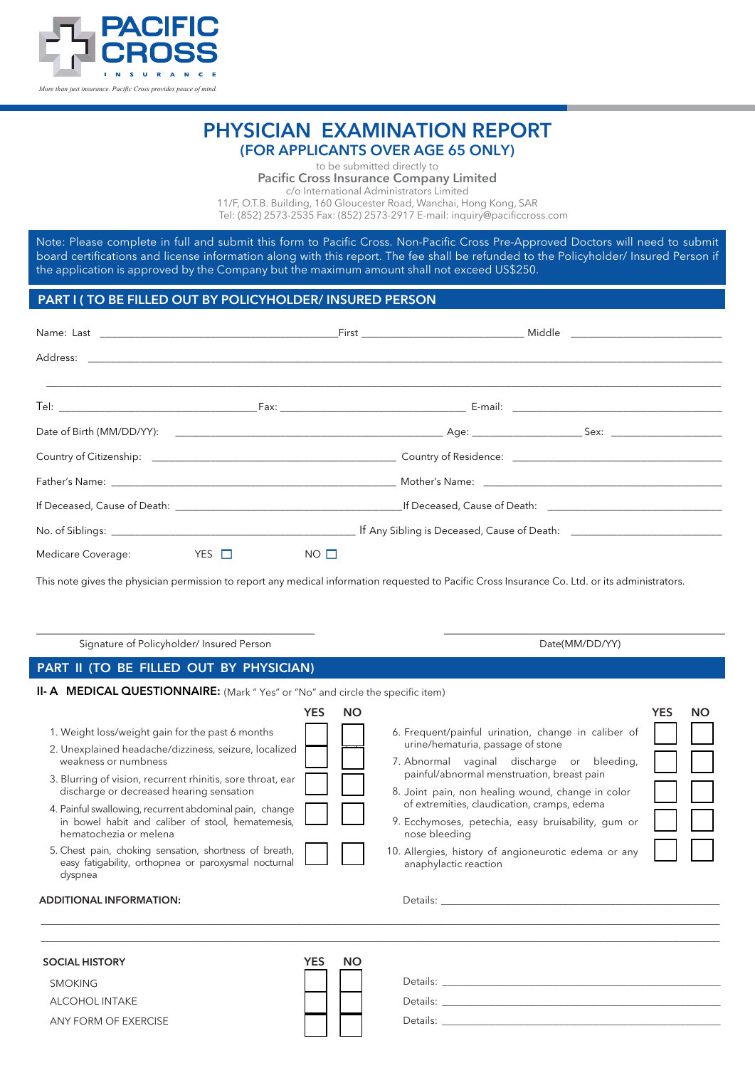PACIFIC CROSS

INSURANCE

*More than just insurance. Pacific Cross provides peace of mind.*

# PHYSICIAN EXAMINATION REPORT

## (FOR APPLICANTS OVER AGE 65 ONLY)

to be submitted directly to

**Pacific Cross Insurance Company Limited**

c/o International Administrators Limited

11/F, O.T.B. Building, 160 Gloucester Road, Wanchai, Hong Kong, SAR

Tel: (852) 2573-2535 Fax: (852) 2573-2917 E-mail: inquiry@pacificcross.com

Note: Please complete in full and submit this form to Pacific Cross. Non-Pacific Cross Pre-Approved Doctors will need to submit board certifications and license information along with this report. The fee shall be refunded to the Policyholder/ Insured Person if the application is approved by the Company but the maximum amount shall not exceed US$250.

## PART I ( TO BE FILLED OUT BY POLICYHOLDER/ INSURED PERSON

Name: Last ______________________ First ______________________ Middle ______________________

Address: ____________________________________________________________

____________________________________________________________

Tel: ______________________ Fax: ______________________ E-mail: ______________________

Date of Birth (MM/DD/YY): ______________________ Age: __________ Sex: __________

Country of Citizenship: ______________________ Country of Residence: ______________________

Father's Name: ______________________ Mother's Name: ______________________

If Deceased, Cause of Death: ______________________ If Deceased, Cause of Death: ______________________

No. of Siblings: ______________________ If Any Sibling is Deceased, Cause of Death: ______________________

Medicare Coverage: YES ☐ NO ☐

This note gives the physician permission to report any medical information requested to Pacific Cross Insurance Co. Ltd. or its administrators.

______________________ Signature of Policyholder/ Insured Person

______________________ Date(MM/DD/YY)

## PART II (TO BE FILLED OUT BY PHYSICIAN)

### II- A MEDICAL QUESTIONNAIRE: (Mark " Yes" or "No" and circle the specific item)

| | YES | NO |
|---|---|---|
| 1. Weight loss/weight gain for the past 6 months | ☐ | ☐ |
| 2. Unexplained headache/dizziness, seizure, localized weakness or numbness | ☐ | ☐ |
| 3. Blurring of vision, recurrent rhinitis, sore throat, ear discharge or decreased hearing sensation | ☐ | ☐ |
| 4. Painful swallowing, recurrent abdominal pain, change in bowel habit and caliber of stool, hematemesis, hematochezia or melena | ☐ | ☐ |
| 5. Chest pain, choking sensation, shortness of breath, easy fatigability, orthopnea or paroxysmal nocturnal dyspnea | ☐ | ☐ |
| 6. Frequent/painful urination, change in caliber of urine/hematuria, passage of stone | ☐ | ☐ |
| 7. Abnormal vaginal discharge or bleeding, painful/abnormal menstruation, breast pain | ☐ | ☐ |
| 8. Joint pain, non healing wound, change in color of extremities, claudication, cramps, edema | ☐ | ☐ |
| 9. Ecchymoses, petechia, easy bruisability, gum or nose bleeding | ☐ | ☐ |
| 10. Allergies, history of angioneurotic edema or any anaphylactic reaction | ☐ | ☐ |

**ADDITIONAL INFORMATION:** Details: ______________________

____________________________________________________________

____________________________________________________________

| SOCIAL HISTORY | YES | NO | |
|---|---|---|---|
| SMOKING | ☐ | ☐ | Details: ______________________ |
| ALCOHOL INTAKE | ☐ | ☐ | Details: ______________________ |
| ANY FORM OF EXERCISE | ☐ | ☐ | Details: ______________________ |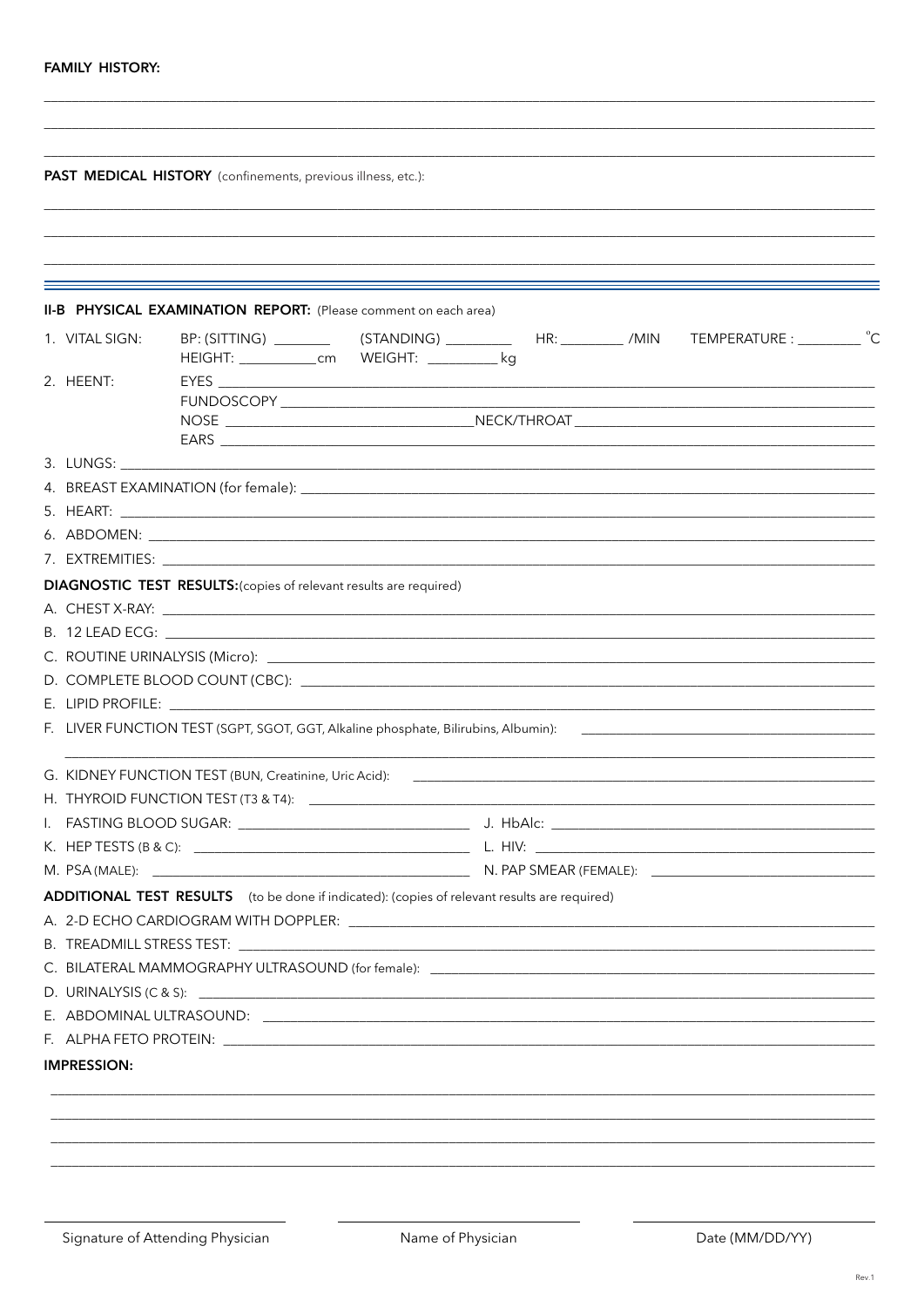**FAMILY HISTORY:**

\_\_\_\_\_\_\_\_\_\_\_\_\_\_\_\_\_\_\_\_\_\_\_\_\_\_\_\_\_\_\_\_\_\_\_\_\_\_\_\_\_\_\_\_\_\_\_\_\_\_\_\_\_\_\_\_\_\_\_\_

\_\_\_\_\_\_\_\_\_\_\_\_\_\_\_\_\_\_\_\_\_\_\_\_\_\_\_\_\_\_\_\_\_\_\_\_\_\_\_\_\_\_\_\_\_\_\_\_\_\_\_\_\_\_\_\_\_\_\_\_

\_\_\_\_\_\_\_\_\_\_\_\_\_\_\_\_\_\_\_\_\_\_\_\_\_\_\_\_\_\_\_\_\_\_\_\_\_\_\_\_\_\_\_\_\_\_\_\_\_\_\_\_\_\_\_\_\_\_\_\_

**PAST MEDICAL HISTORY** (confinements, previous illness, etc.):

\_\_\_\_\_\_\_\_\_\_\_\_\_\_\_\_\_\_\_\_\_\_\_\_\_\_\_\_\_\_\_\_\_\_\_\_\_\_\_\_\_\_\_\_\_\_\_\_\_\_\_\_\_\_\_\_\_\_\_\_

\_\_\_\_\_\_\_\_\_\_\_\_\_\_\_\_\_\_\_\_\_\_\_\_\_\_\_\_\_\_\_\_\_\_\_\_\_\_\_\_\_\_\_\_\_\_\_\_\_\_\_\_\_\_\_\_\_\_\_\_

\_\_\_\_\_\_\_\_\_\_\_\_\_\_\_\_\_\_\_\_\_\_\_\_\_\_\_\_\_\_\_\_\_\_\_\_\_\_\_\_\_\_\_\_\_\_\_\_\_\_\_\_\_\_\_\_\_\_\_\_

---

## II-B PHYSICAL EXAMINATION REPORT: (Please comment on each area)

1. VITAL SIGN: BP: (SITTING) \_\_\_\_\_\_\_\_ (STANDING) \_\_\_\_\_\_\_\_ HR: \_\_\_\_\_\_\_\_ /MIN TEMPERATURE : \_\_\_\_\_\_\_\_ °C
   HEIGHT: \_\_\_\_\_\_\_\_\_\_ cm WEIGHT: \_\_\_\_\_\_\_\_\_ kg
2. HEENT: EYES \_\_\_\_\_\_\_\_\_\_\_\_\_\_\_\_\_\_\_\_\_\_\_\_\_\_\_\_\_\_\_\_\_\_\_\_
   FUNDOSCOPY \_\_\_\_\_\_\_\_\_\_\_\_\_\_\_\_\_\_\_\_\_\_\_\_\_\_\_\_\_\_\_\_\_\_\_\_
   NOSE \_\_\_\_\_\_\_\_\_\_\_\_\_\_\_\_\_\_ NECK/THROAT \_\_\_\_\_\_\_\_\_\_\_\_\_\_\_\_\_\_
   EARS \_\_\_\_\_\_\_\_\_\_\_\_\_\_\_\_\_\_\_\_\_\_\_\_\_\_\_\_\_\_\_\_\_\_\_\_
3. LUNGS: \_\_\_\_\_\_\_\_\_\_\_\_\_\_\_\_\_\_\_\_\_\_\_\_\_\_\_\_\_\_\_\_\_\_\_\_
4. BREAST EXAMINATION (for female): \_\_\_\_\_\_\_\_\_\_\_\_\_\_\_\_\_\_\_\_\_\_\_\_\_\_\_\_\_\_\_\_\_\_\_\_
5. HEART: \_\_\_\_\_\_\_\_\_\_\_\_\_\_\_\_\_\_\_\_\_\_\_\_\_\_\_\_\_\_\_\_\_\_\_\_
6. ABDOMEN: \_\_\_\_\_\_\_\_\_\_\_\_\_\_\_\_\_\_\_\_\_\_\_\_\_\_\_\_\_\_\_\_\_\_\_\_
7. EXTREMITIES: \_\_\_\_\_\_\_\_\_\_\_\_\_\_\_\_\_\_\_\_\_\_\_\_\_\_\_\_\_\_\_\_\_\_\_\_

**DIAGNOSTIC TEST RESULTS:** (copies of relevant results are required)

A. CHEST X-RAY: \_\_\_\_\_\_\_\_\_\_\_\_\_\_\_\_\_\_\_\_\_\_\_\_\_\_\_\_\_\_\_\_\_\_\_\_

B. 12 LEAD ECG: \_\_\_\_\_\_\_\_\_\_\_\_\_\_\_\_\_\_\_\_\_\_\_\_\_\_\_\_\_\_\_\_\_\_\_\_

C. ROUTINE URINALYSIS (Micro): \_\_\_\_\_\_\_\_\_\_\_\_\_\_\_\_\_\_\_\_\_\_\_\_\_\_\_\_\_\_\_\_\_\_\_\_

D. COMPLETE BLOOD COUNT (CBC): \_\_\_\_\_\_\_\_\_\_\_\_\_\_\_\_\_\_\_\_\_\_\_\_\_\_\_\_\_\_\_\_\_\_\_\_

E. LIPID PROFILE: \_\_\_\_\_\_\_\_\_\_\_\_\_\_\_\_\_\_\_\_\_\_\_\_\_\_\_\_\_\_\_\_\_\_\_\_

F. LIVER FUNCTION TEST (SGPT, SGOT, GGT, Alkaline phosphate, Bilirubins, Albumin): \_\_\_\_\_\_\_\_\_\_\_\_\_\_\_\_\_\_\_\_\_\_\_\_\_\_\_\_\_\_\_\_\_\_\_\_

\_\_\_\_\_\_\_\_\_\_\_\_\_\_\_\_\_\_\_\_\_\_\_\_\_\_\_\_\_\_\_\_\_\_\_\_\_\_\_\_\_\_\_\_\_\_\_\_\_\_\_\_\_\_\_\_\_\_\_\_

G. KIDNEY FUNCTION TEST (BUN, Creatinine, Uric Acid): \_\_\_\_\_\_\_\_\_\_\_\_\_\_\_\_\_\_\_\_\_\_\_\_\_\_\_\_\_\_\_\_\_\_\_\_

H. THYROID FUNCTION TEST (T3 & T4): \_\_\_\_\_\_\_\_\_\_\_\_\_\_\_\_\_\_\_\_\_\_\_\_\_\_\_\_\_\_\_\_\_\_\_\_

I. FASTING BLOOD SUGAR: \_\_\_\_\_\_\_\_\_\_\_\_\_\_\_\_\_\_ J. HbAlc: \_\_\_\_\_\_\_\_\_\_\_\_\_\_\_\_\_\_

K. HEP TESTS (B & C): \_\_\_\_\_\_\_\_\_\_\_\_\_\_\_\_\_\_ L. HIV: \_\_\_\_\_\_\_\_\_\_\_\_\_\_\_\_\_\_

M. PSA (MALE): \_\_\_\_\_\_\_\_\_\_\_\_\_\_\_\_\_\_ N. PAP SMEAR (FEMALE): \_\_\_\_\_\_\_\_\_\_\_\_\_\_\_\_\_\_

**ADDITIONAL TEST RESULTS** (to be done if indicated): (copies of relevant results are required)

A. 2-D ECHO CARDIOGRAM WITH DOPPLER: \_\_\_\_\_\_\_\_\_\_\_\_\_\_\_\_\_\_\_\_\_\_\_\_\_\_\_\_\_\_\_\_\_\_\_\_

B. TREADMILL STRESS TEST: \_\_\_\_\_\_\_\_\_\_\_\_\_\_\_\_\_\_\_\_\_\_\_\_\_\_\_\_\_\_\_\_\_\_\_\_

C. BILATERAL MAMMOGRAPHY ULTRASOUND (for female): \_\_\_\_\_\_\_\_\_\_\_\_\_\_\_\_\_\_\_\_\_\_\_\_\_\_\_\_\_\_\_\_\_\_\_\_

D. URINALYSIS (C & S): \_\_\_\_\_\_\_\_\_\_\_\_\_\_\_\_\_\_\_\_\_\_\_\_\_\_\_\_\_\_\_\_\_\_\_\_

E. ABDOMINAL ULTRASOUND: \_\_\_\_\_\_\_\_\_\_\_\_\_\_\_\_\_\_\_\_\_\_\_\_\_\_\_\_\_\_\_\_\_\_\_\_

F. ALPHA FETO PROTEIN: \_\_\_\_\_\_\_\_\_\_\_\_\_\_\_\_\_\_\_\_\_\_\_\_\_\_\_\_\_\_\_\_\_\_\_\_

**IMPRESSION:**

\_\_\_\_\_\_\_\_\_\_\_\_\_\_\_\_\_\_\_\_\_\_\_\_\_\_\_\_\_\_\_\_\_\_\_\_\_\_\_\_\_\_\_\_\_\_\_\_\_\_\_\_\_\_\_\_\_\_\_\_

\_\_\_\_\_\_\_\_\_\_\_\_\_\_\_\_\_\_\_\_\_\_\_\_\_\_\_\_\_\_\_\_\_\_\_\_\_\_\_\_\_\_\_\_\_\_\_\_\_\_\_\_\_\_\_\_\_\_\_\_

\_\_\_\_\_\_\_\_\_\_\_\_\_\_\_\_\_\_\_\_\_\_\_\_\_\_\_\_\_\_\_\_\_\_\_\_\_\_\_\_\_\_\_\_\_\_\_\_\_\_\_\_\_\_\_\_\_\_\_\_

\_\_\_\_\_\_\_\_\_\_\_\_\_\_\_\_\_\_\_\_\_\_\_\_\_\_\_\_\_\_\_\_\_\_\_\_\_\_\_\_\_\_\_\_\_\_\_\_\_\_\_\_\_\_\_\_\_\_\_\_

| | | |
|---|---|---|
| \_\_\_\_\_\_\_\_\_\_\_\_\_\_\_\_\_\_\_\_ | \_\_\_\_\_\_\_\_\_\_\_\_\_\_\_\_\_\_\_\_ | \_\_\_\_\_\_\_\_\_\_\_\_\_\_\_\_\_\_\_\_ |
| Signature of Attending Physician | Name of Physician | Date (MM/DD/YY) |

Rev.1